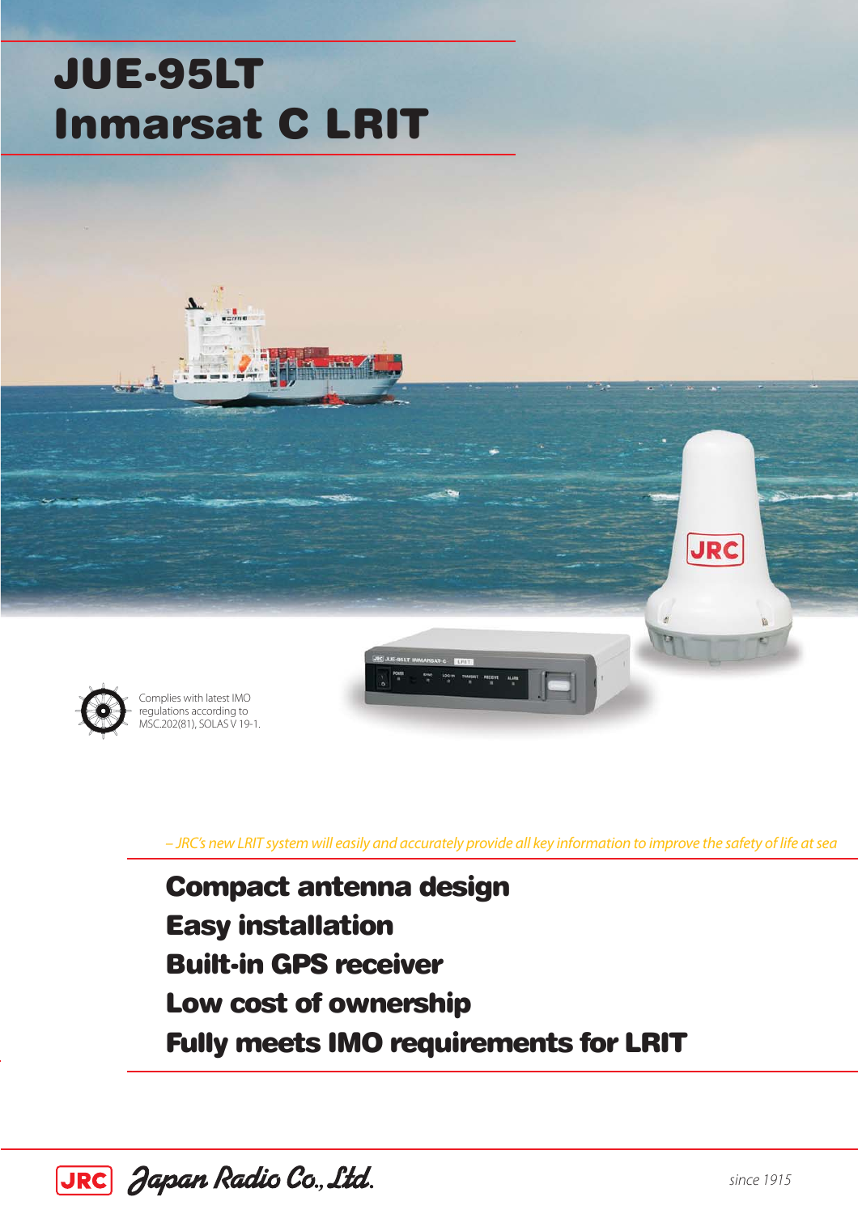# JUE-95LT Inmarsat C LRIT

Complies with latest IMO regulations according to MSC.202(81), SOLAS V 19-1.

*– JRC's new LRIT system will easily and accurately provide all key information to improve the safety of life at sea*

## Compact antenna design
## Easy installation
## Built-in GPS receiver
## Low cost of ownership
## Fully meets IMO requirements for LRIT

JRC Japan Radio Co., Ltd.

since 1915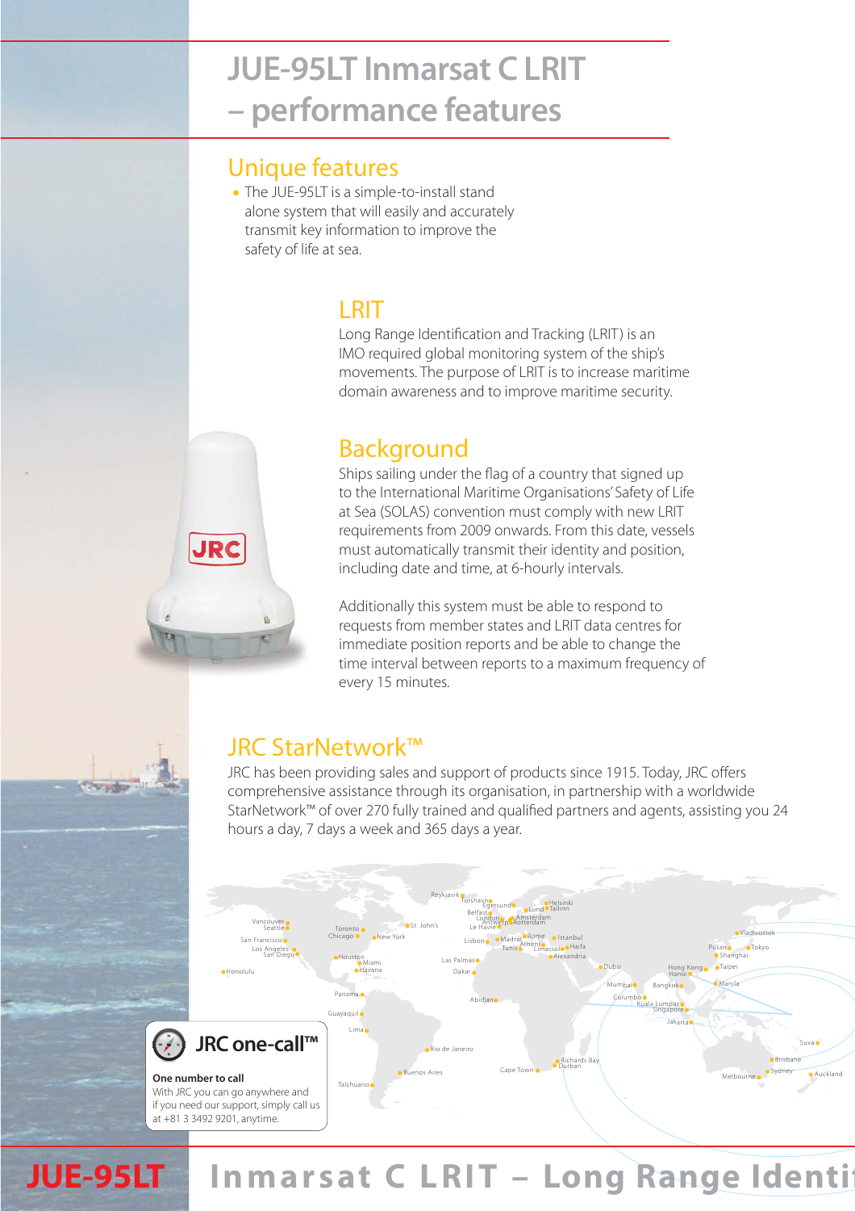# JUE-95LT Inmarsat C LRIT – performance features

## Unique features

- The JUE-95LT is a simple-to-install stand alone system that will easily and accurately transmit key information to improve the safety of life at sea.

## LRIT

Long Range Identification and Tracking (LRIT) is an IMO required global monitoring system of the ship's movements. The purpose of LRIT is to increase maritime domain awareness and to improve maritime security.

## Background

Ships sailing under the flag of a country that signed up to the International Maritime Organisations' Safety of Life at Sea (SOLAS) convention must comply with new LRIT requirements from 2009 onwards. From this date, vessels must automatically transmit their identity and position, including date and time, at 6-hourly intervals.

Additionally this system must be able to respond to requests from member states and LRIT data centres for immediate position reports and be able to change the time interval between reports to a maximum frequency of every 15 minutes.

## JRC StarNetwork™

JRC has been providing sales and support of products since 1915. Today, JRC offers comprehensive assistance through its organisation, in partnership with a worldwide StarNetwork™ of over 270 fully trained and qualified partners and agents, assisting you 24 hours a day, 7 days a week and 365 days a year.

### JRC one-call™

**One number to call**

With JRC you can go anywhere and if you need our support, simply call us at +81 3 3492 9201, anytime.

**JUE-95LT** Inmarsat C LRIT – Long Range Identi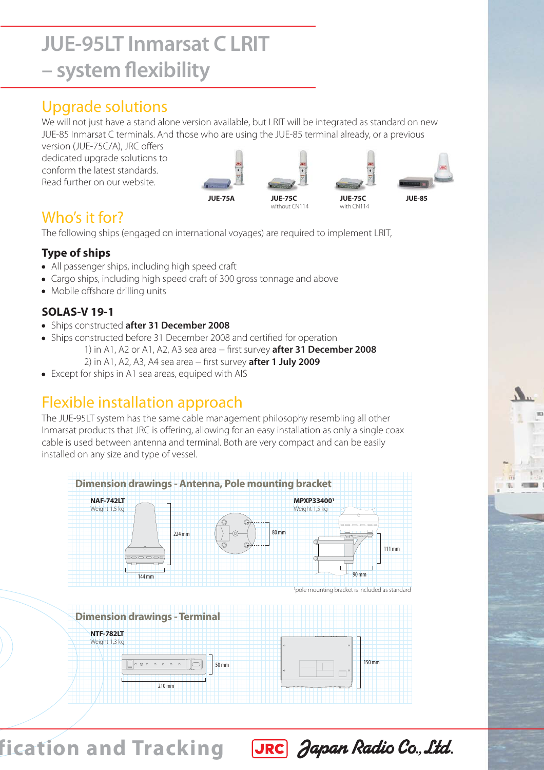# JUE-95LT Inmarsat C LRIT – system flexibility

## Upgrade solutions

We will not just have a stand alone version available, but LRIT will be integrated as standard on new JUE-85 Inmarsat C terminals. And those who are using the JUE-85 terminal already, or a previous version (JUE-75C/A), JRC offers dedicated upgrade solutions to conform the latest standards. Read further on our website.

**JUE-75A** **JUE-75C** without CN114 **JUE-75C** with CN114 **JUE-85**

## Who's it for?

The following ships (engaged on international voyages) are required to implement LRIT,

### Type of ships

- All passenger ships, including high speed craft
- Cargo ships, including high speed craft of 300 gross tonnage and above
- Mobile offshore drilling units

### SOLAS-V 19-1

- Ships constructed **after 31 December 2008**
- Ships constructed before 31 December 2008 and certified for operation
  1) in A1, A2 or A1, A2, A3 sea area – first survey **after 31 December 2008**
  2) in A1, A2, A3, A4 sea area – first survey **after 1 July 2009**
- Except for ships in A1 sea areas, equiped with AIS

## Flexible installation approach

The JUE-95LT system has the same cable management philosophy resembling all other Inmarsat products that JRC is offering, allowing for an easy installation as only a single coax cable is used between antenna and terminal. Both are very compact and can be easily installed on any size and type of vessel.

### Dimension drawings - Antenna, Pole mounting bracket

**NAF-742LT**
Weight 1,5 kg

224 mm, 144 mm, 80 mm

**MPXP33400**[1]
Weight 1,5 kg

111 mm, 90 mm

[1]pole mounting bracket is included as standard

### Dimension drawings - Terminal

**NTF-782LT**
Weight 1,3 kg

50 mm, 210 mm, 150 mm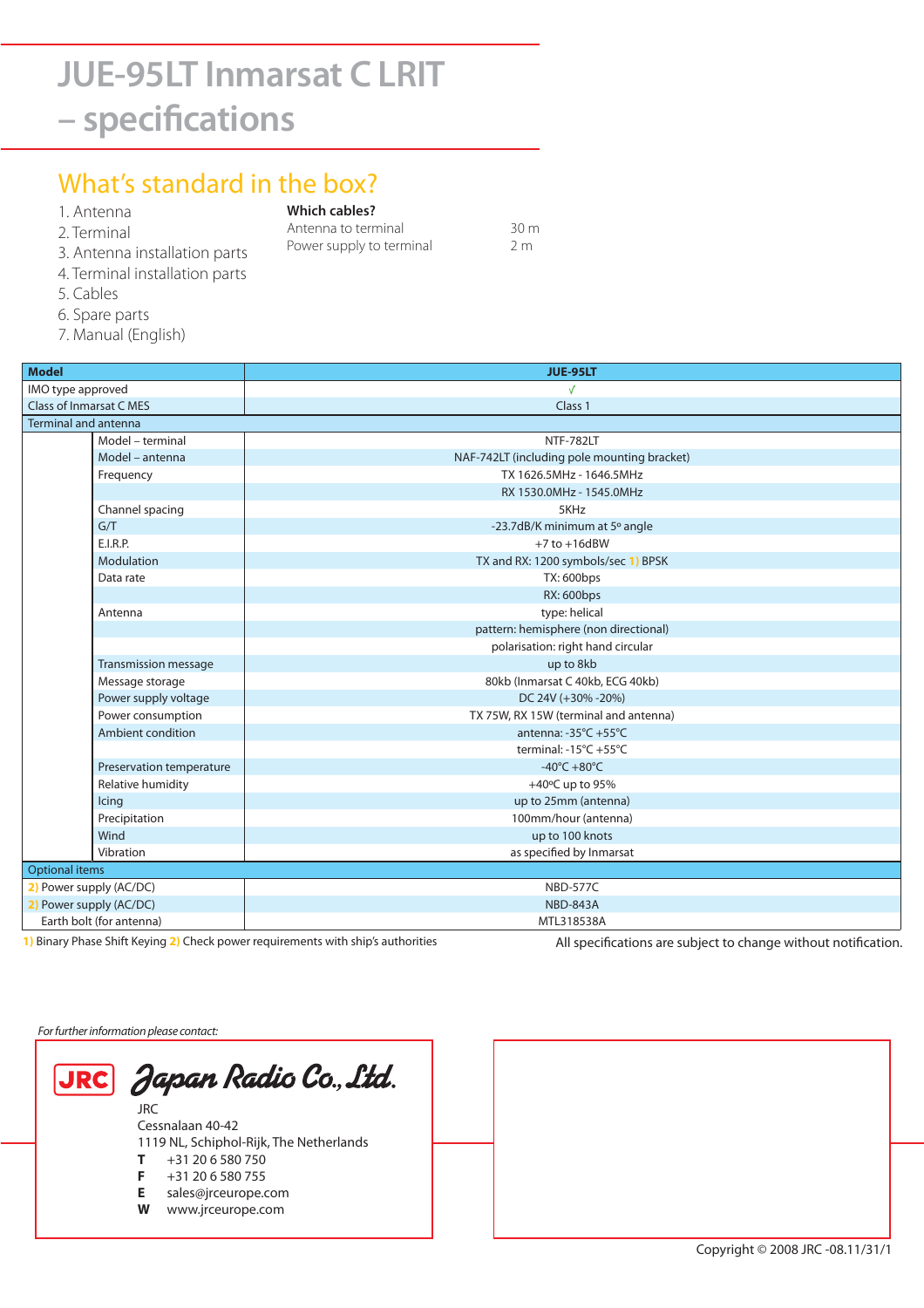# JUE-95LT Inmarsat C LRIT – specifications

## What's standard in the box?

1. Antenna
2. Terminal
3. Antenna installation parts
4. Terminal installation parts
5. Cables
6. Spare parts
7. Manual (English)

**Which cables?**

| | |
|---|---|
| Antenna to terminal | 30 m |
| Power supply to terminal | 2 m |

| Model | | JUE-95LT |
|---|---|---|
| IMO type approved | | √ |
| Class of Inmarsat C MES | | Class 1 |
| Terminal and antenna | | |
| | Model – terminal | NTF-782LT |
| | Model – antenna | NAF-742LT (including pole mounting bracket) |
| | Frequency | TX 1626.5MHz - 1646.5MHz |
| | | RX 1530.0MHz - 1545.0MHz |
| | Channel spacing | 5KHz |
| | G/T | -23.7dB/K minimum at 5º angle |
| | E.I.R.P. | +7 to +16dBW |
| | Modulation | TX and RX: 1200 symbols/sec 1) BPSK |
| | Data rate | TX: 600bps |
| | | RX: 600bps |
| | Antenna | type: helical |
| | | pattern: hemisphere (non directional) |
| | | polarisation: right hand circular |
| | Transmission message | up to 8kb |
| | Message storage | 80kb (Inmarsat C 40kb, ECG 40kb) |
| | Power supply voltage | DC 24V (+30% -20%) |
| | Power consumption | TX 75W, RX 15W (terminal and antenna) |
| | Ambient condition | antenna: -35°C +55°C |
| | | terminal: -15°C +55°C |
| | Preservation temperature | -40°C +80°C |
| | Relative humidity | +40ºC up to 95% |
| | Icing | up to 25mm (antenna) |
| | Precipitation | 100mm/hour (antenna) |
| | Wind | up to 100 knots |
| | Vibration | as specified by Inmarsat |
| Optional items | | |
| 2) Power supply (AC/DC) | | NBD-577C |
| 2) Power supply (AC/DC) | | NBD-843A |
| Earth bolt (for antenna) | | MTL318538A |

1) Binary Phase Shift Keying 2) Check power requirements with ship's authorities

All specifications are subject to change without notification.

*For further information please contact:*

JRC Japan Radio Co., Ltd.

JRC
Cessnalaan 40-42
1119 NL, Schiphol-Rijk, The Netherlands
**T** +31 20 6 580 750
**F** +31 20 6 580 755
**E** sales@jrceurope.com
**W** www.jrceurope.com

Copyright © 2008 JRC -08.11/31/1